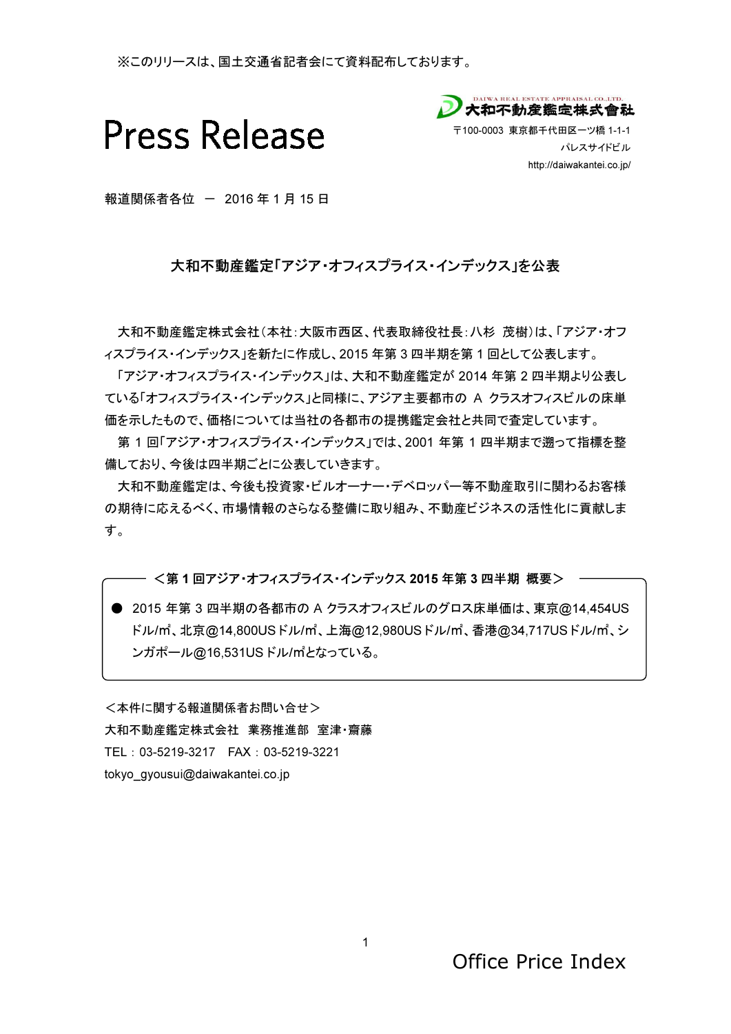※このリリースは、国土交通省記者会にて資料配布しております。

# Press Release

DAIWA REAL ESTATE APPRAISAL CO.,LTD.
大和不動産鑑定株式會社
〒100-0003 東京都千代田区一ツ橋 1-1-1
パレスサイドビル
http://daiwakantei.co.jp/

報道関係者各位 ― 2016 年 1 月 15 日

## 大和不動産鑑定「アジア・オフィスプライス・インデックス」を公表

大和不動産鑑定株式会社（本社：大阪市西区、代表取締役社長：八杉 茂樹）は、「アジア・オフィスプライス・インデックス」を新たに作成し、2015 年第 3 四半期を第 1 回として公表します。

「アジア・オフィスプライス・インデックス」は、大和不動産鑑定が 2014 年第 2 四半期より公表している「オフィスプライス・インデックス」と同様に、アジア主要都市の A クラスオフィスビルの床単価を示したもので、価格については当社の各都市の提携鑑定会社と共同で査定しています。

第 1 回「アジア・オフィスプライス・インデックス」では、2001 年第 1 四半期まで遡って指標を整備しており、今後は四半期ごとに公表していきます。

大和不動産鑑定は、今後も投資家・ビルオーナー・デベロッパー等不動産取引に関わるお客様の期待に応えるべく、市場情報のさらなる整備に取り組み、不動産ビジネスの活性化に貢献します。

**＜第 1 回アジア・オフィスプライス・インデックス 2015 年第 3 四半期 概要＞**

- 2015 年第 3 四半期の各都市の A クラスオフィスビルのグロス床単価は、東京@14,454US ドル/㎡、北京@14,800US ドル/㎡、上海@12,980US ドル/㎡、香港@34,717US ドル/㎡、シンガポール@16,531US ドル/㎡となっている。

＜本件に関する報道関係者お問い合せ＞
大和不動産鑑定株式会社 業務推進部 室津・齋藤
TEL：03-5219-3217 FAX：03-5219-3221
tokyo_gyousui@daiwakantei.co.jp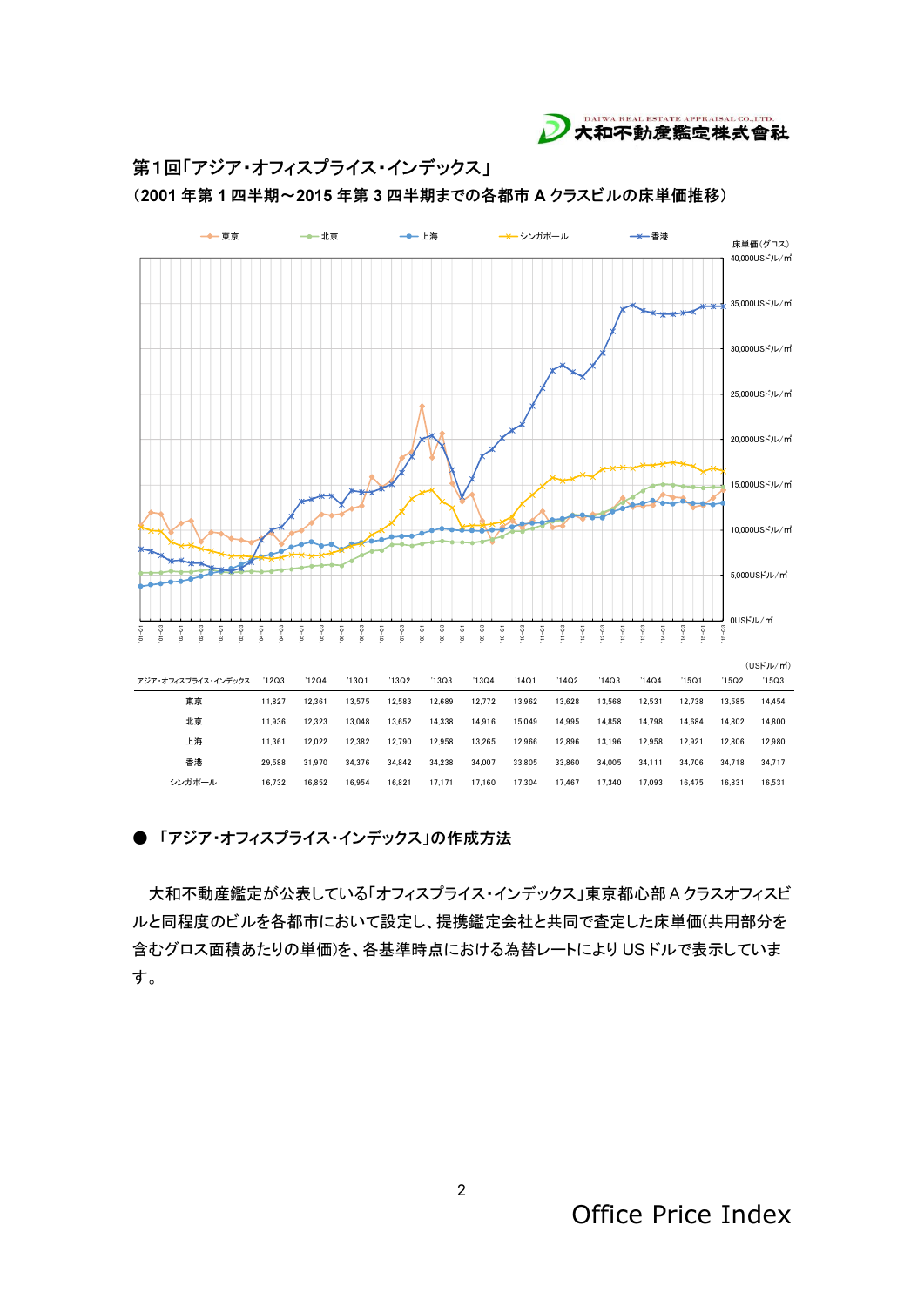## 第１回「アジア・オフィスプライス・インデックス」

（2001 年第 1 四半期～2015 年第 3 四半期までの各都市 A クラスビルの床単価推移）

（USドル/㎡）

| アジア・オフィスプライス・インデックス | '12Q3 | '12Q4 | '13Q1 | '13Q2 | '13Q3 | '13Q4 | '14Q1 | '14Q2 | '14Q3 | '14Q4 | '15Q1 | '15Q2 | '15Q3 |
|---|---|---|---|---|---|---|---|---|---|---|---|---|---|
| 東京 | 11,827 | 12,361 | 13,575 | 12,583 | 12,689 | 12,772 | 13,962 | 13,628 | 13,568 | 12,531 | 12,738 | 13,585 | 14,454 |
| 北京 | 11,936 | 12,323 | 13,048 | 13,652 | 14,338 | 14,916 | 15,049 | 14,995 | 14,858 | 14,798 | 14,684 | 14,802 | 14,800 |
| 上海 | 11,361 | 12,022 | 12,382 | 12,790 | 12,958 | 13,265 | 12,966 | 12,896 | 13,196 | 12,958 | 12,921 | 12,806 | 12,980 |
| 香港 | 29,588 | 31,970 | 34,376 | 34,842 | 34,238 | 34,007 | 33,805 | 33,860 | 34,005 | 34,111 | 34,706 | 34,718 | 34,717 |
| シンガポール | 16,732 | 16,852 | 16,954 | 16,821 | 17,171 | 17,160 | 17,304 | 17,467 | 17,340 | 17,093 | 16,475 | 16,831 | 16,531 |

### ● 「アジア・オフィスプライス・インデックス」の作成方法

大和不動産鑑定が公表している「オフィスプライス・インデックス」東京都心部 A クラスオフィスビルと同程度のビルを各都市において設定し、提携鑑定会社と共同で査定した床単価(共用部分を含むグロス面積あたりの単価)を、各基準時点における為替レートにより US ドルで表示しています。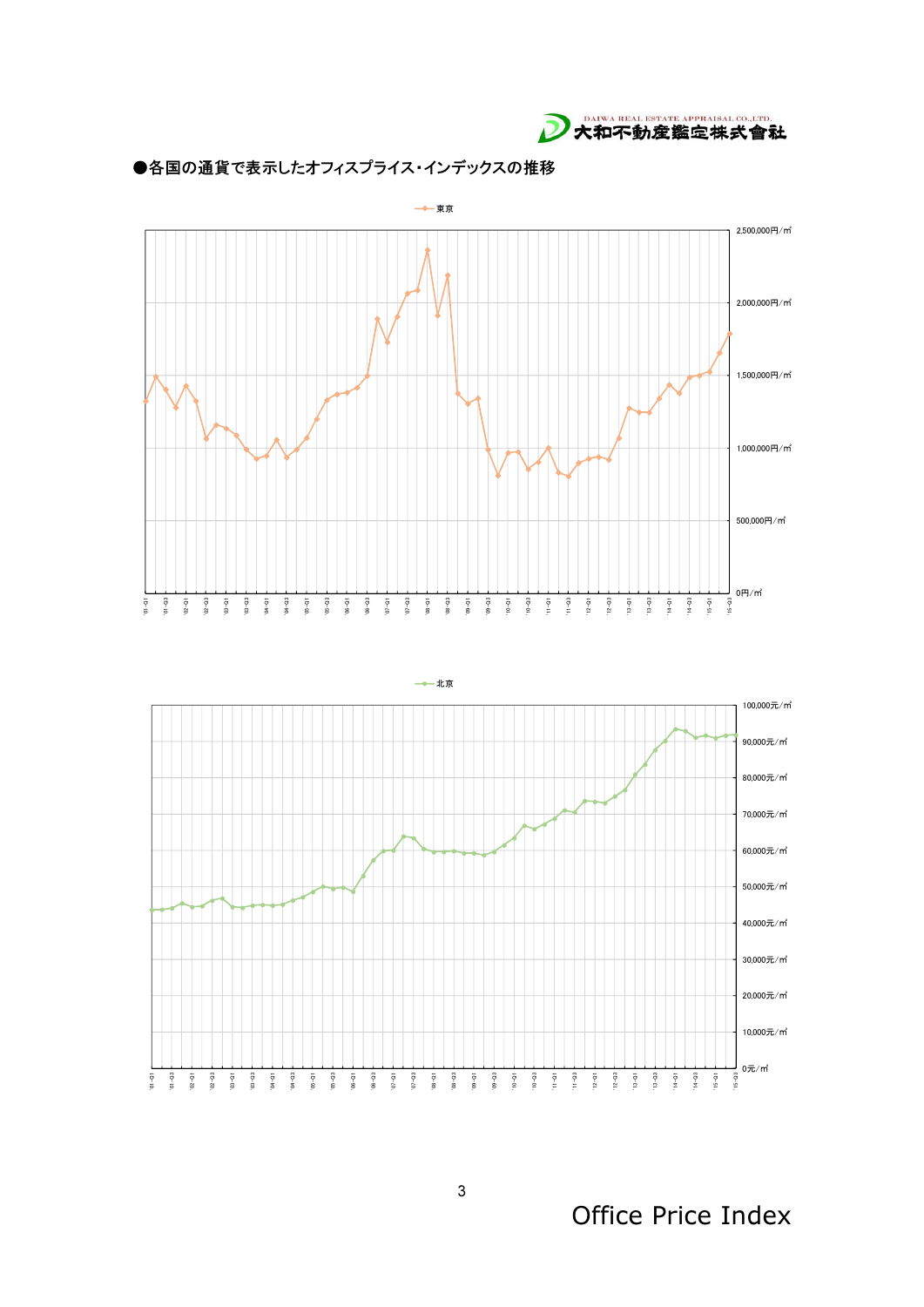●各国の通貨で表示したオフィスプライス・インデックスの推移

東京

2,500,000円/㎡
2,000,000円/㎡
1,500,000円/㎡
1,000,000円/㎡
500,000円/㎡
0円/㎡

北京

100,000元/㎡
90,000元/㎡
80,000元/㎡
70,000元/㎡
60,000元/㎡
50,000元/㎡
40,000元/㎡
30,000元/㎡
20,000元/㎡
10,000元/㎡
0元/㎡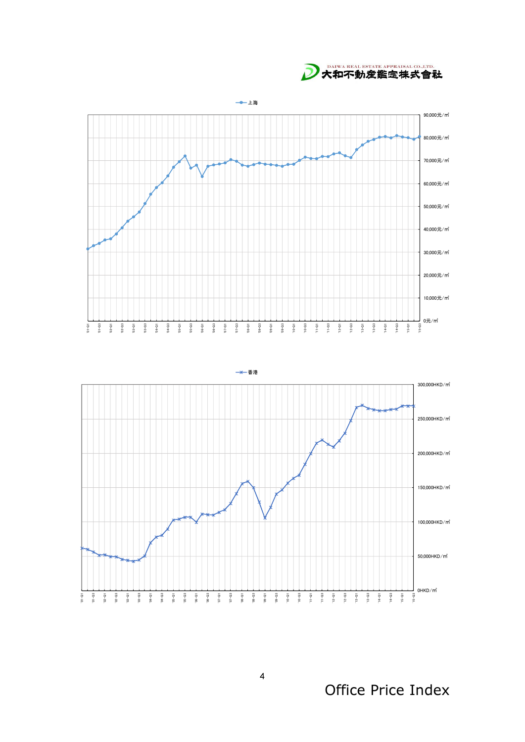DAIWA REAL ESTATE APPRAISAL CO.,LTD.
大和不動産鑑定株式會社

上海

| |
|---|
| 90,000元/㎡ |
| 80,000元/㎡ |
| 70,000元/㎡ |
| 60,000元/㎡ |
| 50,000元/㎡ |
| 40,000元/㎡ |
| 30,000元/㎡ |
| 20,000元/㎡ |
| 10,000元/㎡ |
| 0元/㎡ |

香港

| |
|---|
| 300,000HKD/㎡ |
| 250,000HKD/㎡ |
| 200,000HKD/㎡ |
| 150,000HKD/㎡ |
| 100,000HKD/㎡ |
| 50,000HKD/㎡ |
| 0HKD/㎡ |

Office Price Index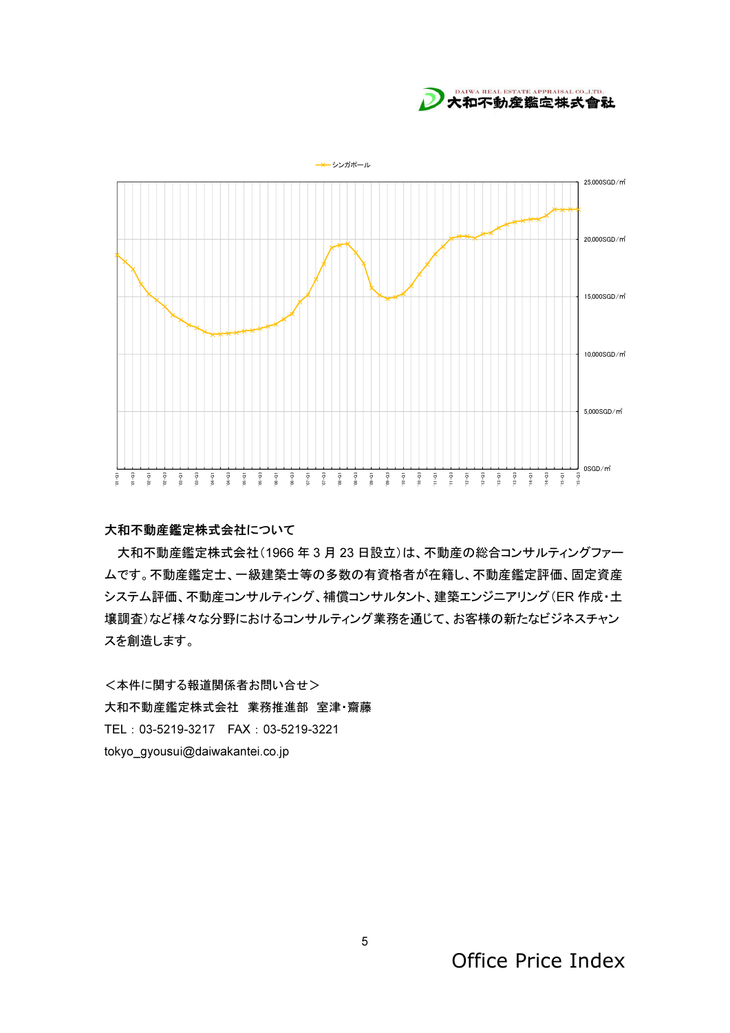シンガポール

25,000SGD/㎡

20,000SGD/㎡

15,000SGD/㎡

10,000SGD/㎡

5,000SGD/㎡

0SGD/㎡

01-Q1 01-Q3 02-Q1 02-Q3 03-Q1 03-Q3 04-Q1 04-Q3 05-Q1 05-Q3 06-Q1 06-Q3 07-Q1 07-Q3 08-Q1 08-Q3 09-Q1 09-Q3 10-Q1 10-Q3 11-Q1 11-Q3 12-Q1 12-Q3 13-Q1 13-Q3 14-Q1 14-Q3 15-Q1 15-Q3

## 大和不動産鑑定株式会社について

大和不動産鑑定株式会社（1966 年 3 月 23 日設立）は、不動産の総合コンサルティングファームです。不動産鑑定士、一級建築士等の多数の有資格者が在籍し、不動産鑑定評価、固定資産システム評価、不動産コンサルティング、補償コンサルタント、建築エンジニアリング（ER 作成・土壌調査）など様々な分野におけるコンサルティング業務を通じて、お客様の新たなビジネスチャンスを創造します。

＜本件に関する報道関係者お問い合せ＞

大和不動産鑑定株式会社　業務推進部　室津・齋藤

TEL：03-5219-3217　FAX：03-5219-3221

tokyo_gyousui@daiwakantei.co.jp